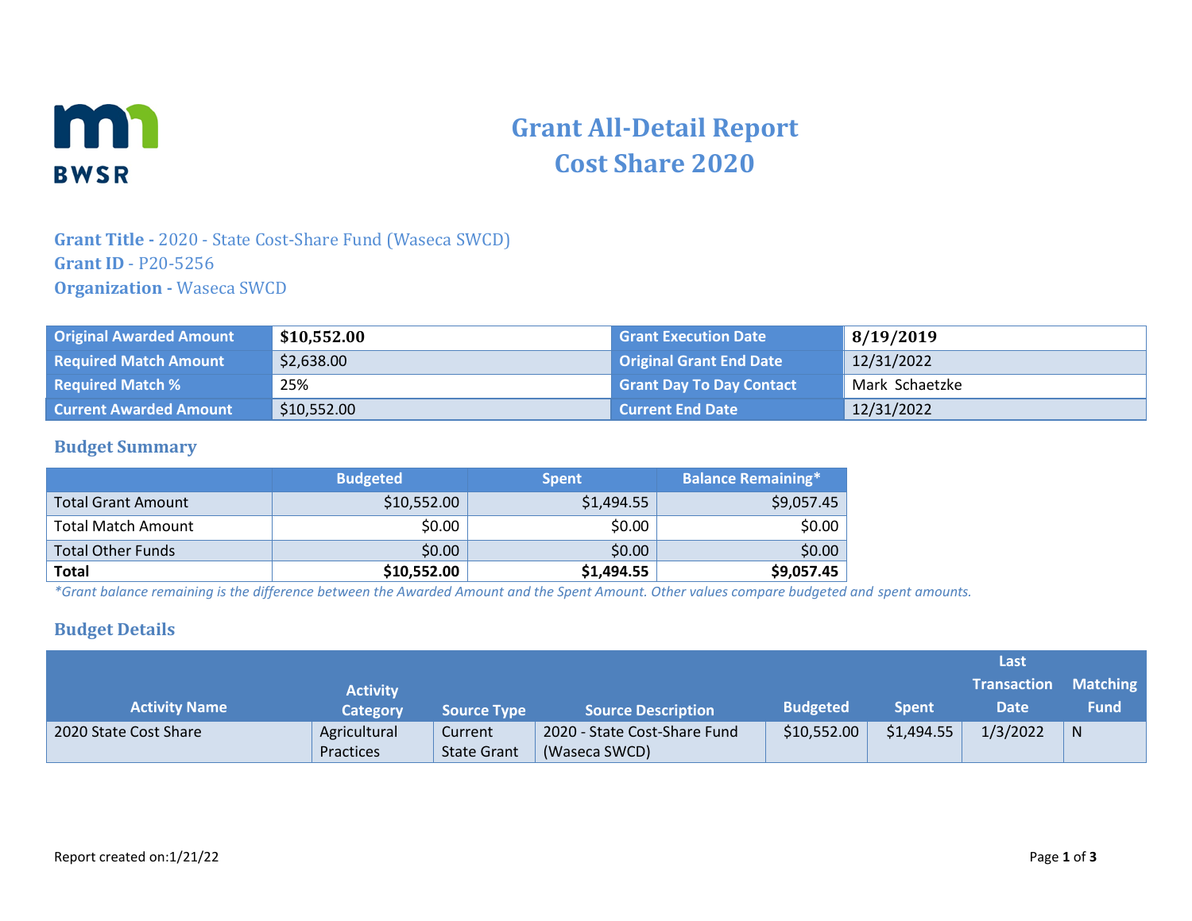# Grant All-Detail Report
# Cost Share 2020

**Grant Title -** 2020 - State Cost-Share Fund (Waseca SWCD)
**Grant ID** - P20-5256
**Organization -** Waseca SWCD

| Original Awarded Amount | **$10,552.00** | Grant Execution Date | **8/19/2019** |
|---|---|---|---|
| Required Match Amount | $2,638.00 | Original Grant End Date | 12/31/2022 |
| Required Match % | 25% | Grant Day To Day Contact | Mark Schaetzke |
| Current Awarded Amount | $10,552.00 | Current End Date | 12/31/2022 |

## Budget Summary

| | Budgeted | Spent | Balance Remaining* |
|---|---|---|---|
| Total Grant Amount | $10,552.00 | $1,494.55 | $9,057.45 |
| Total Match Amount | $0.00 | $0.00 | $0.00 |
| Total Other Funds | $0.00 | $0.00 | $0.00 |
| **Total** | **$10,552.00** | **$1,494.55** | **$9,057.45** |

*\*Grant balance remaining is the difference between the Awarded Amount and the Spent Amount. Other values compare budgeted and spent amounts.*

## Budget Details

| Activity Name | Activity Category | Source Type | Source Description | Budgeted | Spent | Last Transaction Date | Matching Fund |
|---|---|---|---|---|---|---|---|
| 2020 State Cost Share | Agricultural Practices | Current State Grant | 2020 - State Cost-Share Fund (Waseca SWCD) | $10,552.00 | $1,494.55 | 1/3/2022 | N |

Report created on:1/21/22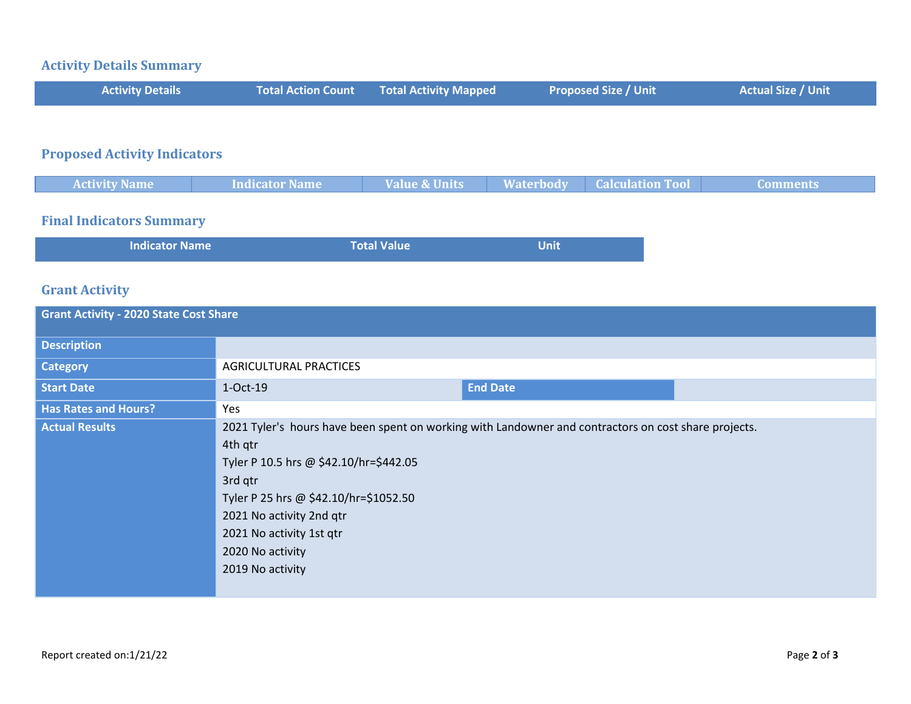## Activity Details Summary

| Activity Details | Total Action Count | Total Activity Mapped | Proposed Size / Unit | Actual Size / Unit |
|---|---|---|---|---|

## Proposed Activity Indicators

| Activity Name | Indicator Name | Value & Units | Waterbody | Calculation Tool | Comments |
|---|---|---|---|---|---|

## Final Indicators Summary

| Indicator Name | Total Value | Unit |
|---|---|---|

## Grant Activity

| Grant Activity - 2020 State Cost Share | | | |
|---|---|---|---|
| **Description** | | | |
| **Category** | AGRICULTURAL PRACTICES | | |
| **Start Date** | 1-Oct-19 | **End Date** | |
| **Has Rates and Hours?** | Yes | | |
| **Actual Results** | 2021 Tyler's hours have been spent on working with Landowner and contractors on cost share projects.<br>4th qtr<br>Tyler P 10.5 hrs @ $42.10/hr=$442.05<br>3rd qtr<br>Tyler P 25 hrs @ $42.10/hr=$1052.50<br>2021 No activity 2nd qtr<br>2021 No activity 1st qtr<br>2020 No activity<br>2019 No activity | | |

Report created on:1/21/22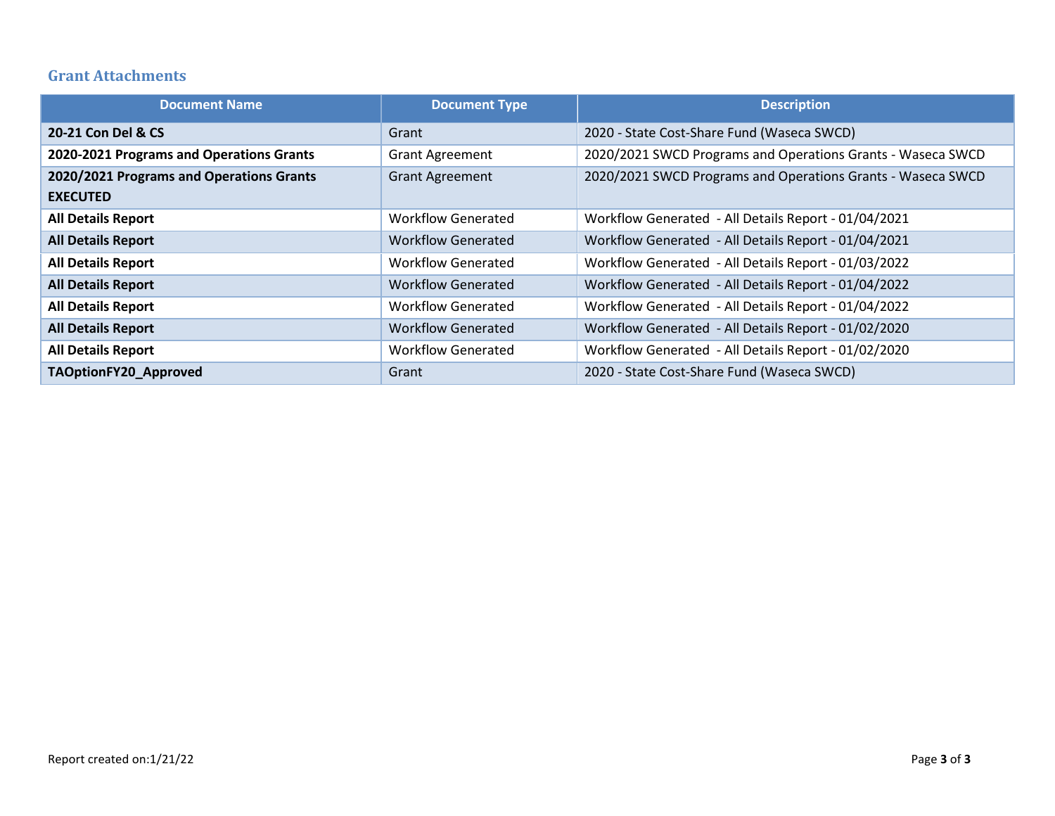## Grant Attachments

| Document Name | Document Type | Description |
| --- | --- | --- |
| **20-21 Con Del & CS** | Grant | 2020 - State Cost-Share Fund (Waseca SWCD) |
| **2020-2021 Programs and Operations Grants** | Grant Agreement | 2020/2021 SWCD Programs and Operations Grants - Waseca SWCD |
| **2020/2021 Programs and Operations Grants EXECUTED** | Grant Agreement | 2020/2021 SWCD Programs and Operations Grants - Waseca SWCD |
| **All Details Report** | Workflow Generated | Workflow Generated - All Details Report - 01/04/2021 |
| **All Details Report** | Workflow Generated | Workflow Generated - All Details Report - 01/04/2021 |
| **All Details Report** | Workflow Generated | Workflow Generated - All Details Report - 01/03/2022 |
| **All Details Report** | Workflow Generated | Workflow Generated - All Details Report - 01/04/2022 |
| **All Details Report** | Workflow Generated | Workflow Generated - All Details Report - 01/04/2022 |
| **All Details Report** | Workflow Generated | Workflow Generated - All Details Report - 01/02/2020 |
| **All Details Report** | Workflow Generated | Workflow Generated - All Details Report - 01/02/2020 |
| **TAOptionFY20_Approved** | Grant | 2020 - State Cost-Share Fund (Waseca SWCD) |

Report created on:1/21/22